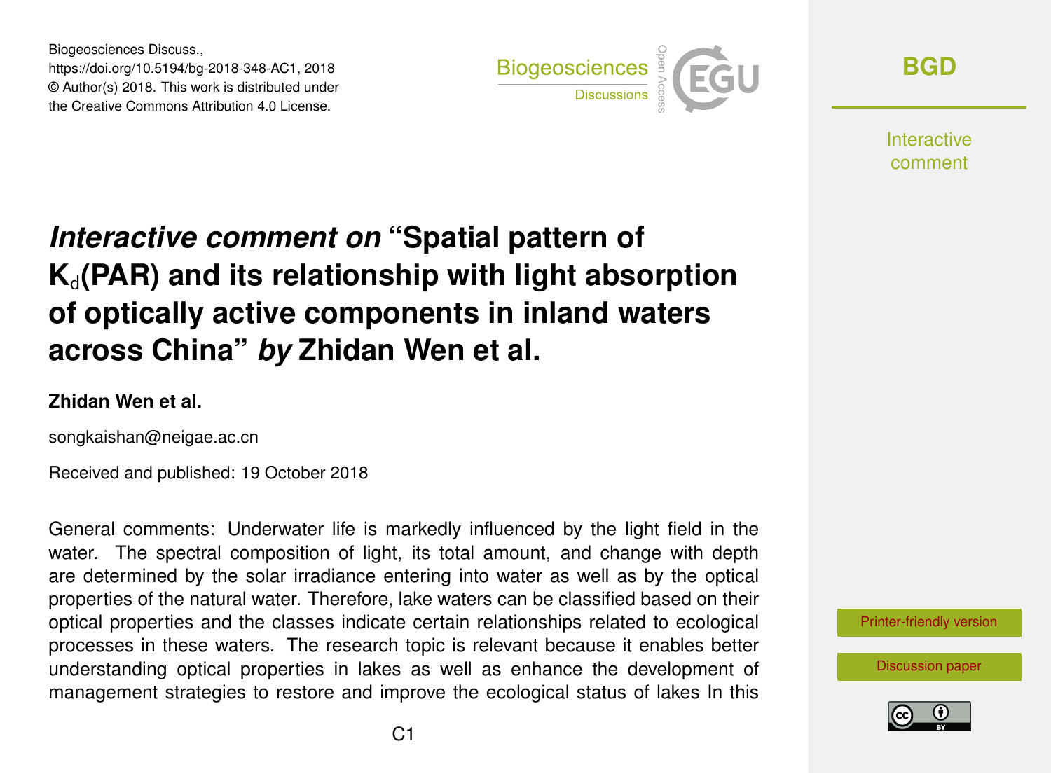Biogeosciences Discuss.,
https://doi.org/10.5194/bg-2018-348-AC1, 2018
© Author(s) 2018. This work is distributed under
the Creative Commons Attribution 4.0 License.

# *Interactive comment on* "Spatial pattern of $K_d$(PAR) and its relationship with light absorption of optically active components in inland waters across China" *by* Zhidan Wen et al.

**Zhidan Wen et al.**

songkaishan@neigae.ac.cn

Received and published: 19 October 2018

General comments: Underwater life is markedly influenced by the light field in the water. The spectral composition of light, its total amount, and change with depth are determined by the solar irradiance entering into water as well as by the optical properties of the natural water. Therefore, lake waters can be classified based on their optical properties and the classes indicate certain relationships related to ecological processes in these waters. The research topic is relevant because it enables better understanding optical properties in lakes as well as enhance the development of management strategies to restore and improve the ecological status of lakes In this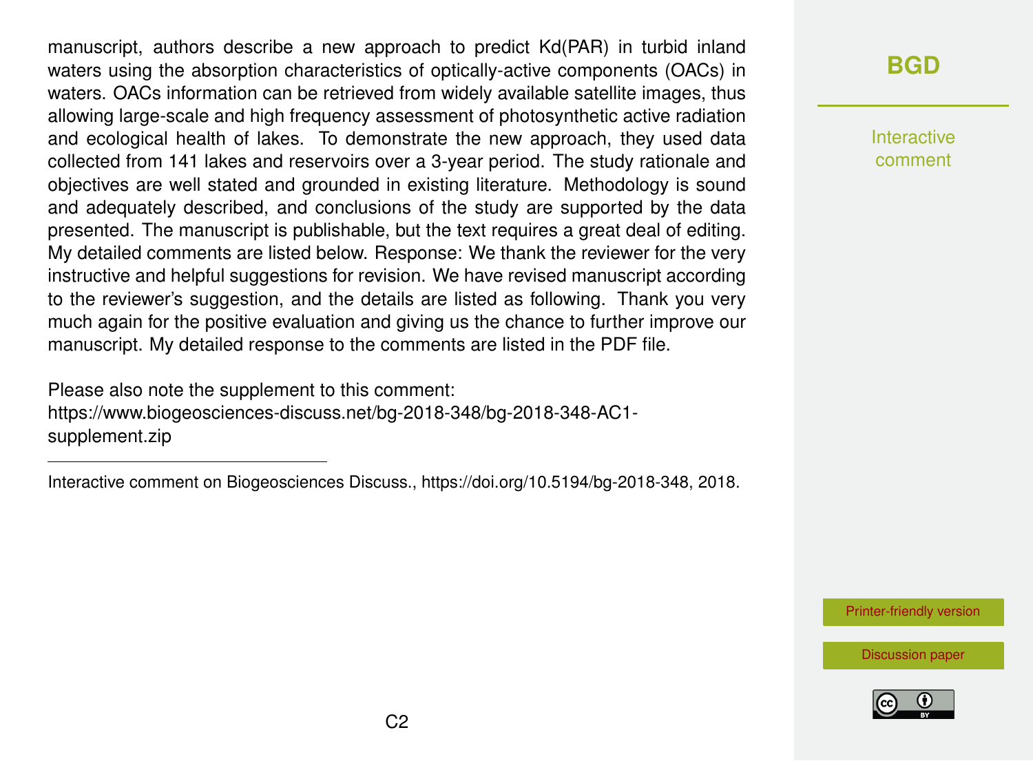manuscript, authors describe a new approach to predict Kd(PAR) in turbid inland waters using the absorption characteristics of optically-active components (OACs) in waters. OACs information can be retrieved from widely available satellite images, thus allowing large-scale and high frequency assessment of photosynthetic active radiation and ecological health of lakes. To demonstrate the new approach, they used data collected from 141 lakes and reservoirs over a 3-year period. The study rationale and objectives are well stated and grounded in existing literature. Methodology is sound and adequately described, and conclusions of the study are supported by the data presented. The manuscript is publishable, but the text requires a great deal of editing. My detailed comments are listed below. Response: We thank the reviewer for the very instructive and helpful suggestions for revision. We have revised manuscript according to the reviewer's suggestion, and the details are listed as following. Thank you very much again for the positive evaluation and giving us the chance to further improve our manuscript. My detailed response to the comments are listed in the PDF file.

Please also note the supplement to this comment:
https://www.biogeosciences-discuss.net/bg-2018-348/bg-2018-348-AC1-supplement.zip

---

Interactive comment on Biogeosciences Discuss., https://doi.org/10.5194/bg-2018-348, 2018.